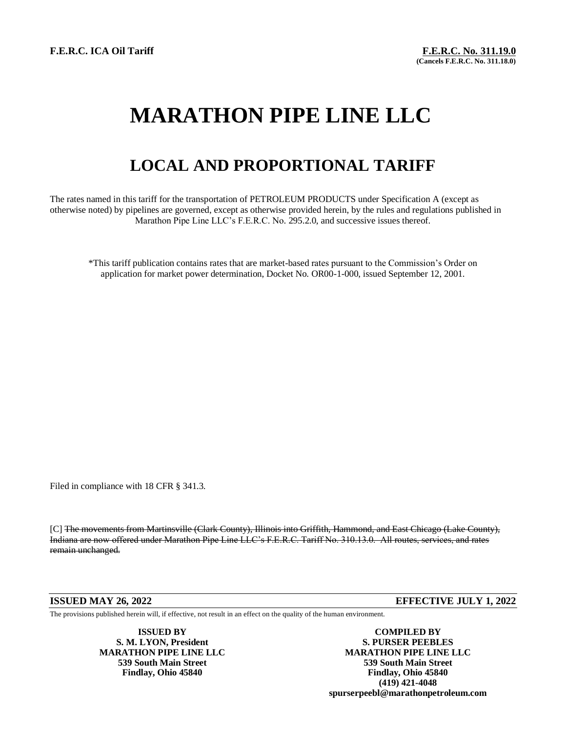**F.E.R.C. ICA Oil Tariff**

**F.E.R.C. No. 311.19.0**
**(Cancels F.E.R.C. No. 311.18.0)**

# MARATHON PIPE LINE LLC

## LOCAL AND PROPORTIONAL TARIFF

The rates named in this tariff for the transportation of PETROLEUM PRODUCTS under Specification A (except as otherwise noted) by pipelines are governed, except as otherwise provided herein, by the rules and regulations published in Marathon Pipe Line LLC's F.E.R.C. No. 295.2.0, and successive issues thereof.

*This tariff publication contains rates that are market-based rates pursuant to the Commission's Order on application for market power determination, Docket No. OR00-1-000, issued September 12, 2001.

Filed in compliance with 18 CFR § 341.3.

[C] ~~The movements from Martinsville (Clark County), Illinois into Griffith, Hammond, and East Chicago (Lake County), Indiana are now offered under Marathon Pipe Line LLC's F.E.R.C. Tariff No. 310.13.0. All routes, services, and rates remain unchanged.~~

**ISSUED MAY 26, 2022** **EFFECTIVE JULY 1, 2022**

The provisions published herein will, if effective, not result in an effect on the quality of the human environment.

**ISSUED BY**
**S. M. LYON, President**
**MARATHON PIPE LINE LLC**
**539 South Main Street**
**Findlay, Ohio 45840**

**COMPILED BY**
**S. PURSER PEEBLES**
**MARATHON PIPE LINE LLC**
**539 South Main Street**
**Findlay, Ohio 45840**
**(419) 421-4048**
**spurserpeebl@marathonpetroleum.com**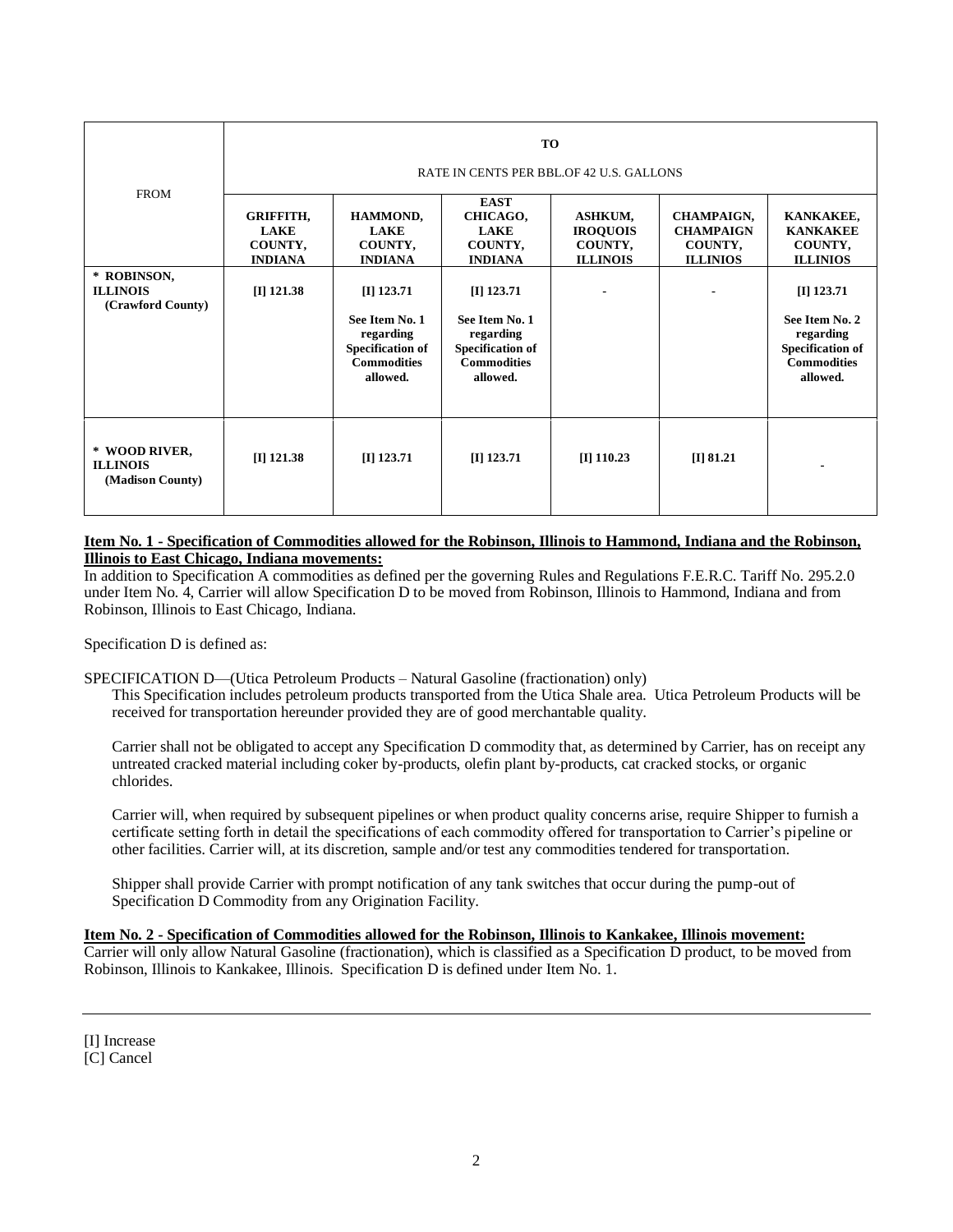| FROM | TO RATE IN CENTS PER BBL.OF 42 U.S. GALLONS | | | | | |
|---|---|---|---|---|---|---|
| | **GRIFFITH, LAKE COUNTY, INDIANA** | **HAMMOND, LAKE COUNTY, INDIANA** | **EAST CHICAGO, LAKE COUNTY, INDIANA** | **ASHKUM, IROQUOIS COUNTY, ILLINOIS** | **CHAMPAIGN, CHAMPAIGN COUNTY, ILLINIOS** | **KANKAKEE, KANKAKEE COUNTY, ILLINIOS** |
| **\* ROBINSON, ILLINOIS (Crawford County)** | **[I] 121.38** | **[I] 123.71 See Item No. 1 regarding Specification of Commodities allowed.** | **[I] 123.71 See Item No. 1 regarding Specification of Commodities allowed.** | - | - | **[I] 123.71 See Item No. 2 regarding Specification of Commodities allowed.** |
| **\* WOOD RIVER, ILLINOIS (Madison County)** | **[I] 121.38** | **[I] 123.71** | **[I] 123.71** | **[I] 110.23** | **[I] 81.21** | - |

**Item No. 1 - Specification of Commodities allowed for the Robinson, Illinois to Hammond, Indiana and the Robinson, Illinois to East Chicago, Indiana movements:**

In addition to Specification A commodities as defined per the governing Rules and Regulations F.E.R.C. Tariff No. 295.2.0 under Item No. 4, Carrier will allow Specification D to be moved from Robinson, Illinois to Hammond, Indiana and from Robinson, Illinois to East Chicago, Indiana.

Specification D is defined as:

SPECIFICATION D—(Utica Petroleum Products – Natural Gasoline (fractionation) only)

This Specification includes petroleum products transported from the Utica Shale area. Utica Petroleum Products will be received for transportation hereunder provided they are of good merchantable quality.

Carrier shall not be obligated to accept any Specification D commodity that, as determined by Carrier, has on receipt any untreated cracked material including coker by-products, olefin plant by-products, cat cracked stocks, or organic chlorides.

Carrier will, when required by subsequent pipelines or when product quality concerns arise, require Shipper to furnish a certificate setting forth in detail the specifications of each commodity offered for transportation to Carrier's pipeline or other facilities. Carrier will, at its discretion, sample and/or test any commodities tendered for transportation.

Shipper shall provide Carrier with prompt notification of any tank switches that occur during the pump-out of Specification D Commodity from any Origination Facility.

**Item No. 2 - Specification of Commodities allowed for the Robinson, Illinois to Kankakee, Illinois movement:**

Carrier will only allow Natural Gasoline (fractionation), which is classified as a Specification D product, to be moved from Robinson, Illinois to Kankakee, Illinois. Specification D is defined under Item No. 1.

---

[I] Increase
[C] Cancel